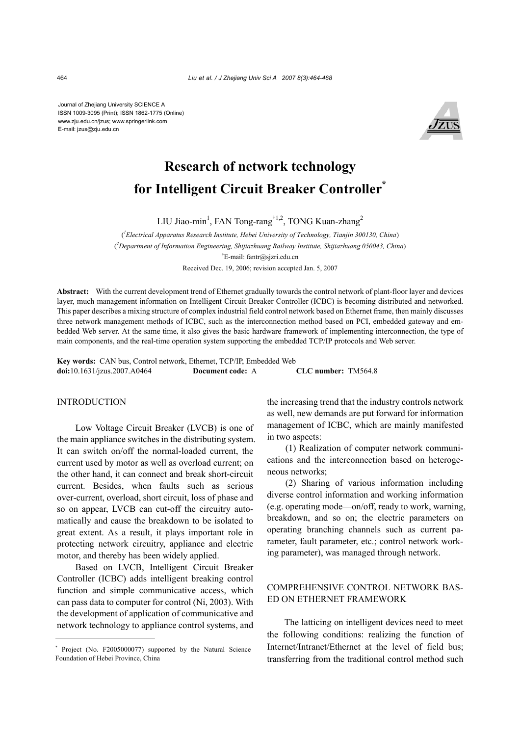Journal of Zhejiang University SCIENCE A
ISSN 1009-3095 (Print); ISSN 1862-1775 (Online)
www.zju.edu.cn/jzus; www.springerlink.com
E-mail: jzus@zju.edu.cn

# Research of network technology for Intelligent Circuit Breaker Controller*

LIU Jiao-min[1], FAN Tong-rang[†1,2], TONG Kuan-zhang[2]

([1]*Electrical Apparatus Research Institute, Hebei University of Technology, Tianjin 300130, China*)
([2]*Department of Information Engineering, Shijiazhuang Railway Institute, Shijiazhuang 050043, China*)
[†]E-mail: fantr@sjzri.edu.cn

Received Dec. 19, 2006; revision accepted Jan. 5, 2007

**Abstract:** With the current development trend of Ethernet gradually towards the control network of plant-floor layer and devices layer, much management information on Intelligent Circuit Breaker Controller (ICBC) is becoming distributed and networked. This paper describes a mixing structure of complex industrial field control network based on Ethernet frame, then mainly discusses three network management methods of ICBC, such as the interconnection method based on PCI, embedded gateway and embedded Web server. At the same time, it also gives the basic hardware framework of implementing interconnection, the type of main components, and the real-time operation system supporting the embedded TCP/IP protocols and Web server.

**Key words:** CAN bus, Control network, Ethernet, TCP/IP, Embedded Web
**doi:**10.1631/jzus.2007.A0464 **Document code:** A **CLC number:** TM564.8

## INTRODUCTION

Low Voltage Circuit Breaker (LVCB) is one of the main appliance switches in the distributing system. It can switch on/off the normal-loaded current, the current used by motor as well as overload current; on the other hand, it can connect and break short-circuit current. Besides, when faults such as serious over-current, overload, short circuit, loss of phase and so on appear, LVCB can cut-off the circuitry automatically and cause the breakdown to be isolated to great extent. As a result, it plays important role in protecting network circuitry, appliance and electric motor, and thereby has been widely applied.

Based on LVCB, Intelligent Circuit Breaker Controller (ICBC) adds intelligent breaking control function and simple communicative access, which can pass data to computer for control (Ni, 2003). With the development of application of communicative and network technology to appliance control systems, and the increasing trend that the industry controls network as well, new demands are put forward for information management of ICBC, which are mainly manifested in two aspects:

(1) Realization of computer network communications and the interconnection based on heterogeneous networks;

(2) Sharing of various information including diverse control information and working information (e.g. operating mode—on/off, ready to work, warning, breakdown, and so on; the electric parameters on operating branching channels such as current parameter, fault parameter, etc.; control network working parameter), was managed through network.

## COMPREHENSIVE CONTROL NETWORK BASED ON ETHERNET FRAMEWORK

The latticing on intelligent devices need to meet the following conditions: realizing the function of Internet/Intranet/Ethernet at the level of field bus; transferring from the traditional control method such

---

* Project (No. F2005000077) supported by the Natural Science Foundation of Hebei Province, China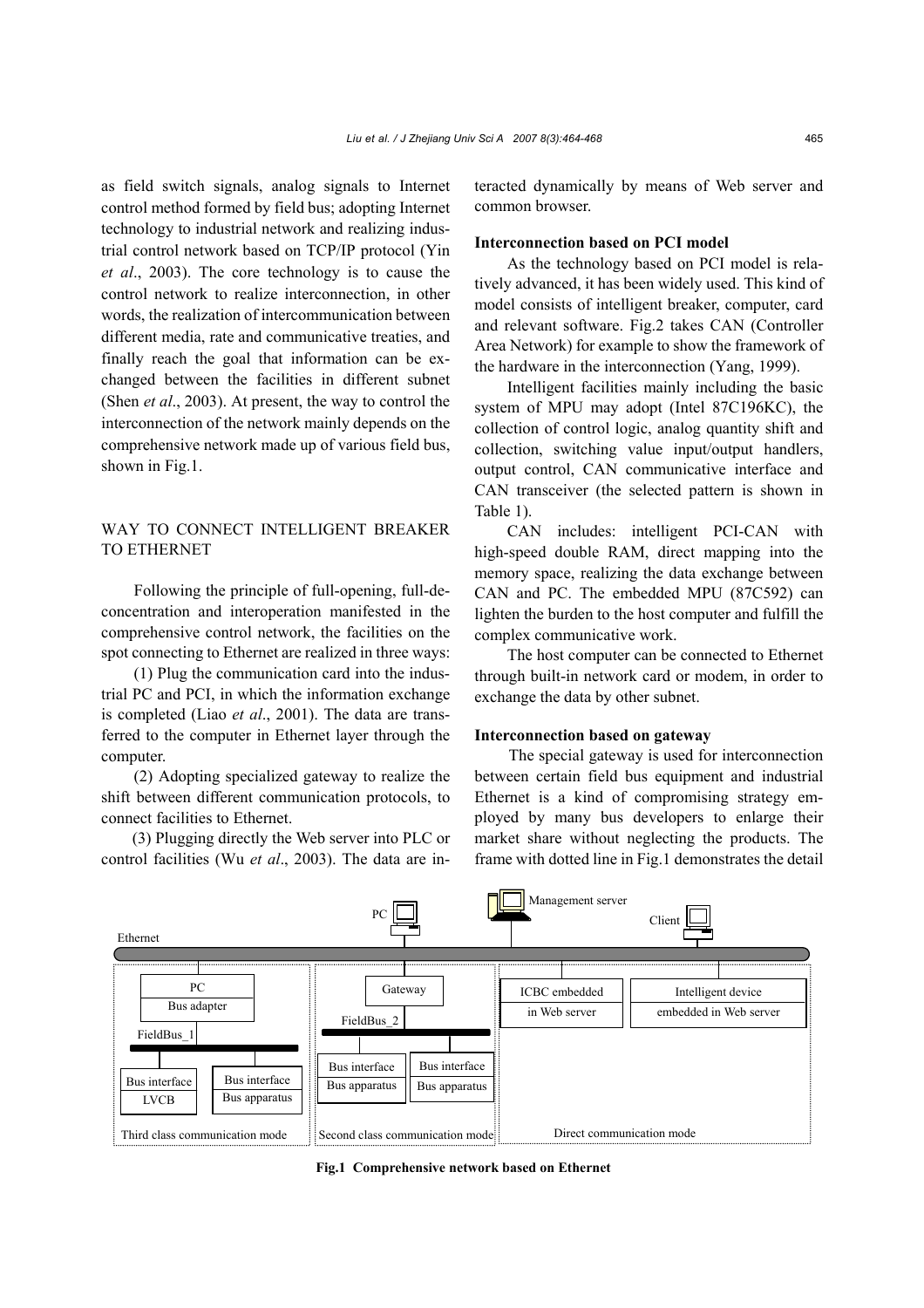as field switch signals, analog signals to Internet control method formed by field bus; adopting Internet technology to industrial network and realizing industrial control network based on TCP/IP protocol (Yin *et al*., 2003). The core technology is to cause the control network to realize interconnection, in other words, the realization of intercommunication between different media, rate and communicative treaties, and finally reach the goal that information can be exchanged between the facilities in different subnet (Shen *et al*., 2003). At present, the way to control the interconnection of the network mainly depends on the comprehensive network made up of various field bus, shown in Fig.1.

## WAY TO CONNECT INTELLIGENT BREAKER TO ETHERNET

Following the principle of full-opening, full-deconcentration and interoperation manifested in the comprehensive control network, the facilities on the spot connecting to Ethernet are realized in three ways:

(1) Plug the communication card into the industrial PC and PCI, in which the information exchange is completed (Liao *et al*., 2001). The data are transferred to the computer in Ethernet layer through the computer.

(2) Adopting specialized gateway to realize the shift between different communication protocols, to connect facilities to Ethernet.

(3) Plugging directly the Web server into PLC or control facilities (Wu *et al*., 2003). The data are interacted dynamically by means of Web server and common browser.

### Interconnection based on PCI model

As the technology based on PCI model is relatively advanced, it has been widely used. This kind of model consists of intelligent breaker, computer, card and relevant software. Fig.2 takes CAN (Controller Area Network) for example to show the framework of the hardware in the interconnection (Yang, 1999).

Intelligent facilities mainly including the basic system of MPU may adopt (Intel 87C196KC), the collection of control logic, analog quantity shift and collection, switching value input/output handlers, output control, CAN communicative interface and CAN transceiver (the selected pattern is shown in Table 1).

CAN includes: intelligent PCI-CAN with high-speed double RAM, direct mapping into the memory space, realizing the data exchange between CAN and PC. The embedded MPU (87C592) can lighten the burden to the host computer and fulfill the complex communicative work.

The host computer can be connected to Ethernet through built-in network card or modem, in order to exchange the data by other subnet.

### Interconnection based on gateway

The special gateway is used for interconnection between certain field bus equipment and industrial Ethernet is a kind of compromising strategy employed by many bus developers to enlarge their market share without neglecting the products. The frame with dotted line in Fig.1 demonstrates the detail

**Fig.1 Comprehensive network based on Ethernet**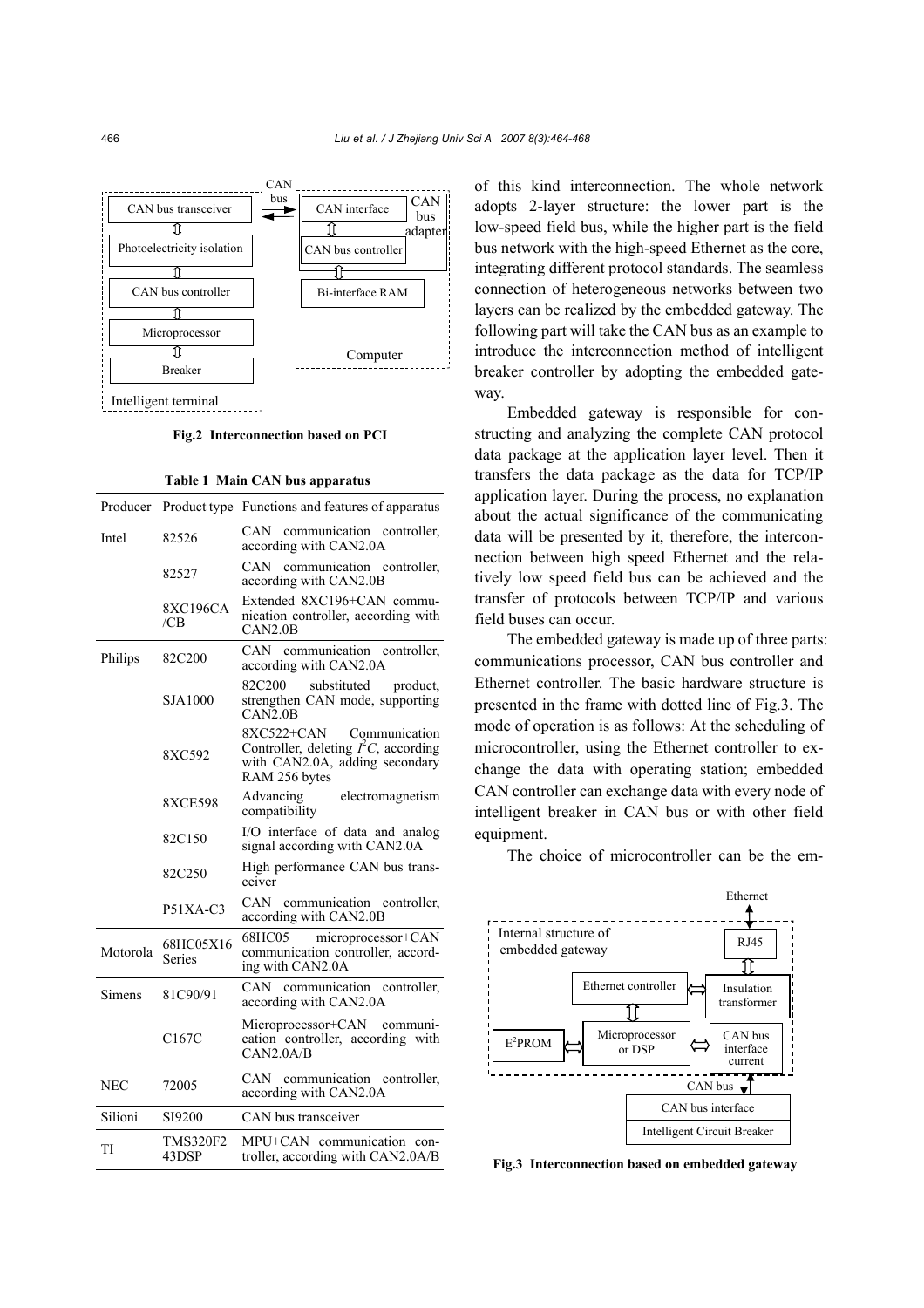Fig.2 Interconnection based on PCI

Table 1 Main CAN bus apparatus

| Producer | Product type | Functions and features of apparatus |
|---|---|---|
| Intel | 82526 | CAN communication controller, according with CAN2.0A |
| | 82527 | CAN communication controller, according with CAN2.0B |
| | 8XC196CA /CB | Extended 8XC196+CAN communication controller, according with CAN2.0B |
| Philips | 82C200 | CAN communication controller, according with CAN2.0A |
| | SJA1000 | 82C200 substituted product, strengthen CAN mode, supporting CAN2.0B |
| | 8XC592 | 8XC522+CAN Communication Controller, deleting $I^2C$, according with CAN2.0A, adding secondary RAM 256 bytes |
| | 8XCE598 | Advancing electromagnetism compatibility |
| | 82C150 | I/O interface of data and analog signal according with CAN2.0A |
| | 82C250 | High performance CAN bus transceiver |
| | P51XA-C3 | CAN communication controller, according with CAN2.0B |
| Motorola | 68HC05X16 Series | 68HC05 microprocessor+CAN communication controller, according with CAN2.0A |
| Simens | 81C90/91 | CAN communication controller, according with CAN2.0A |
| | C167C | Microprocessor+CAN communication controller, according with CAN2.0A/B |
| NEC | 72005 | CAN communication controller, according with CAN2.0A |
| Silioni | SI9200 | CAN bus transceiver |
| TI | TMS320F243DSP | MPU+CAN communication controller, according with CAN2.0A/B |

of this kind interconnection. The whole network adopts 2-layer structure: the lower part is the low-speed field bus, while the higher part is the field bus network with the high-speed Ethernet as the core, integrating different protocol standards. The seamless connection of heterogeneous networks between two layers can be realized by the embedded gateway. The following part will take the CAN bus as an example to introduce the interconnection method of intelligent breaker controller by adopting the embedded gateway.

Embedded gateway is responsible for constructing and analyzing the complete CAN protocol data package at the application layer level. Then it transfers the data package as the data for TCP/IP application layer. During the process, no explanation about the actual significance of the communicating data will be presented by it, therefore, the interconnection between high speed Ethernet and the relatively low speed field bus can be achieved and the transfer of protocols between TCP/IP and various field buses can occur.

The embedded gateway is made up of three parts: communications processor, CAN bus controller and Ethernet controller. The basic hardware structure is presented in the frame with dotted line of Fig.3. The mode of operation is as follows: At the scheduling of microcontroller, using the Ethernet controller to exchange the data with operating station; embedded CAN controller can exchange data with every node of intelligent breaker in CAN bus or with other field equipment.

The choice of microcontroller can be the em-

Fig.3 Interconnection based on embedded gateway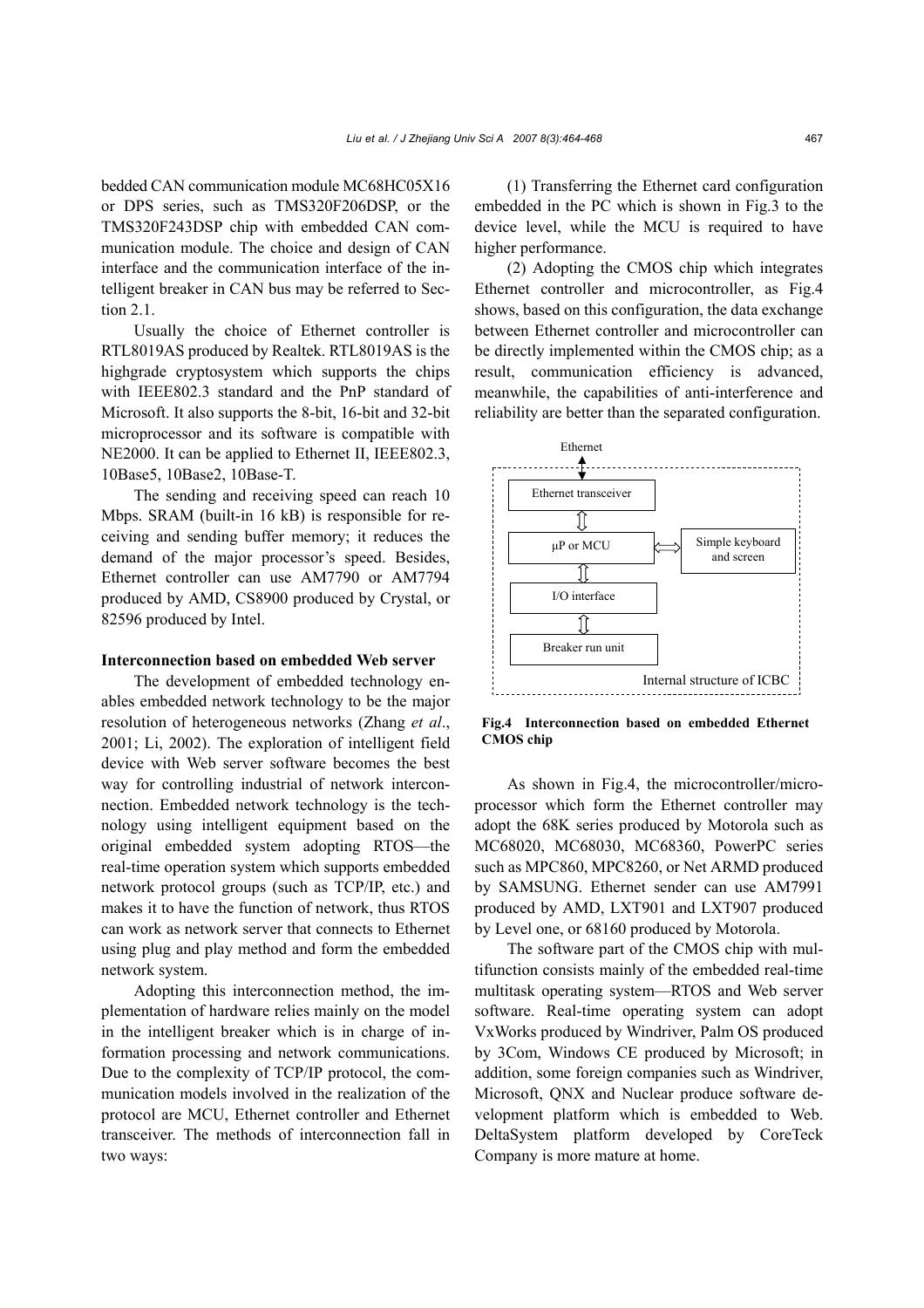bedded CAN communication module MC68HC05X16 or DPS series, such as TMS320F206DSP, or the TMS320F243DSP chip with embedded CAN communication module. The choice and design of CAN interface and the communication interface of the intelligent breaker in CAN bus may be referred to Section 2.1.

Usually the choice of Ethernet controller is RTL8019AS produced by Realtek. RTL8019AS is the highgrade cryptosystem which supports the chips with IEEE802.3 standard and the PnP standard of Microsoft. It also supports the 8-bit, 16-bit and 32-bit microprocessor and its software is compatible with NE2000. It can be applied to Ethernet II, IEEE802.3, 10Base5, 10Base2, 10Base-T.

The sending and receiving speed can reach 10 Mbps. SRAM (built-in 16 kB) is responsible for receiving and sending buffer memory; it reduces the demand of the major processor's speed. Besides, Ethernet controller can use AM7790 or AM7794 produced by AMD, CS8900 produced by Crystal, or 82596 produced by Intel.

**Interconnection based on embedded Web server**

The development of embedded technology enables embedded network technology to be the major resolution of heterogeneous networks (Zhang *et al*., 2001; Li, 2002). The exploration of intelligent field device with Web server software becomes the best way for controlling industrial of network interconnection. Embedded network technology is the technology using intelligent equipment based on the original embedded system adopting RTOS—the real-time operation system which supports embedded network protocol groups (such as TCP/IP, etc.) and makes it to have the function of network, thus RTOS can work as network server that connects to Ethernet using plug and play method and form the embedded network system.

Adopting this interconnection method, the implementation of hardware relies mainly on the model in the intelligent breaker which is in charge of information processing and network communications. Due to the complexity of TCP/IP protocol, the communication models involved in the realization of the protocol are MCU, Ethernet controller and Ethernet transceiver. The methods of interconnection fall in two ways:

(1) Transferring the Ethernet card configuration embedded in the PC which is shown in Fig.3 to the device level, while the MCU is required to have higher performance.

(2) Adopting the CMOS chip which integrates Ethernet controller and microcontroller, as Fig.4 shows, based on this configuration, the data exchange between Ethernet controller and microcontroller can be directly implemented within the CMOS chip; as a result, communication efficiency is advanced, meanwhile, the capabilities of anti-interference and reliability are better than the separated configuration.

Ethernet

Ethernet transceiver

μP or MCU

Simple keyboard and screen

I/O interface

Breaker run unit

Internal structure of ICBC

**Fig.4 Interconnection based on embedded Ethernet CMOS chip**

As shown in Fig.4, the microcontroller/microprocessor which form the Ethernet controller may adopt the 68K series produced by Motorola such as MC68020, MC68030, MC68360, PowerPC series such as MPC860, MPC8260, or Net ARMD produced by SAMSUNG. Ethernet sender can use AM7991 produced by AMD, LXT901 and LXT907 produced by Level one, or 68160 produced by Motorola.

The software part of the CMOS chip with multifunction consists mainly of the embedded real-time multitask operating system—RTOS and Web server software. Real-time operating system can adopt VxWorks produced by Windriver, Palm OS produced by 3Com, Windows CE produced by Microsoft; in addition, some foreign companies such as Windriver, Microsoft, QNX and Nuclear produce software development platform which is embedded to Web. DeltaSystem platform developed by CoreTeck Company is more mature at home.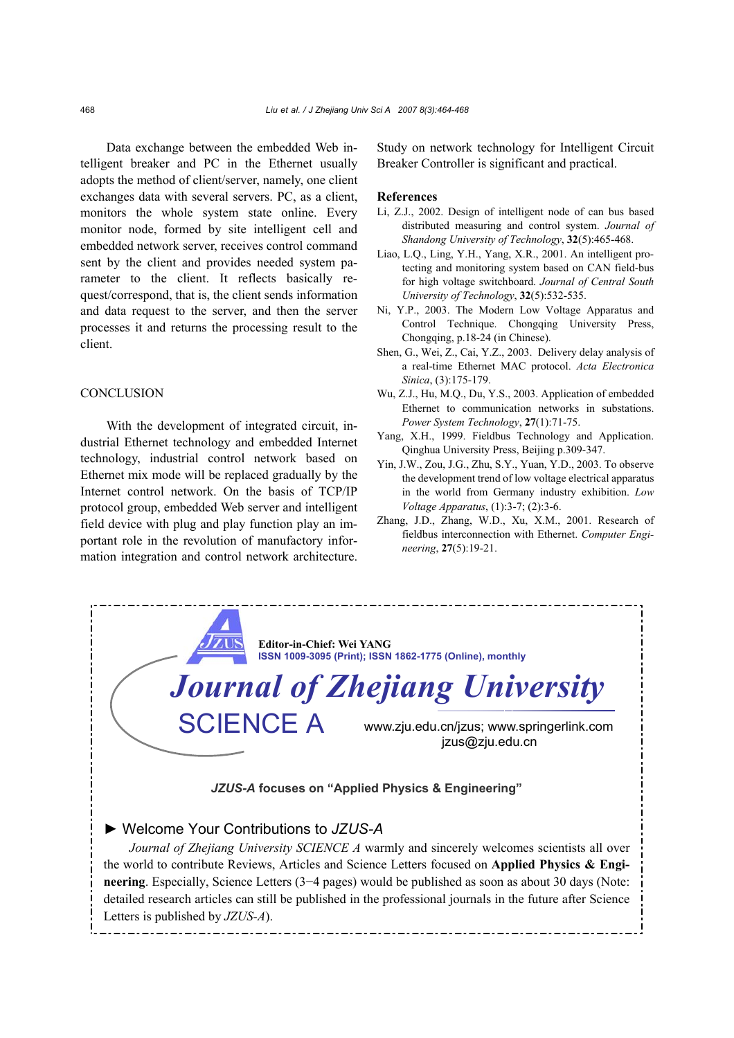Data exchange between the embedded Web intelligent breaker and PC in the Ethernet usually adopts the method of client/server, namely, one client exchanges data with several servers. PC, as a client, monitors the whole system state online. Every monitor node, formed by site intelligent cell and embedded network server, receives control command sent by the client and provides needed system parameter to the client. It reflects basically request/correspond, that is, the client sends information and data request to the server, and then the server processes it and returns the processing result to the client.

## CONCLUSION

With the development of integrated circuit, industrial Ethernet technology and embedded Internet technology, industrial control network based on Ethernet mix mode will be replaced gradually by the Internet control network. On the basis of TCP/IP protocol group, embedded Web server and intelligent field device with plug and play function play an important role in the revolution of manufactory information integration and control network architecture. Study on network technology for Intelligent Circuit Breaker Controller is significant and practical.

## References

Li, Z.J., 2002. Design of intelligent node of can bus based distributed measuring and control system. *Journal of Shandong University of Technology*, **32**(5):465-468.

Liao, L.Q., Ling, Y.H., Yang, X.R., 2001. An intelligent protecting and monitoring system based on CAN field-bus for high voltage switchboard. *Journal of Central South University of Technology*, **32**(5):532-535.

Ni, Y.P., 2003. The Modern Low Voltage Apparatus and Control Technique. Chongqing University Press, Chongqing, p.18-24 (in Chinese).

Shen, G., Wei, Z., Cai, Y.Z., 2003. Delivery delay analysis of a real-time Ethernet MAC protocol. *Acta Electronica Sinica*, (3):175-179.

Wu, Z.J., Hu, M.Q., Du, Y.S., 2003. Application of embedded Ethernet to communication networks in substations. *Power System Technology*, **27**(1):71-75.

Yang, X.H., 1999. Fieldbus Technology and Application. Qinghua University Press, Beijing p.309-347.

Yin, J.W., Zou, J.G., Zhu, S.Y., Yuan, Y.D., 2003. To observe the development trend of low voltage electrical apparatus in the world from Germany industry exhibition. *Low Voltage Apparatus*, (1):3-7; (2):3-6.

Zhang, J.D., Zhang, W.D., Xu, X.M., 2001. Research of fieldbus interconnection with Ethernet. *Computer Engineering*, **27**(5):19-21.

---

**Editor-in-Chief: Wei YANG**
**ISSN 1009-3095 (Print); ISSN 1862-1775 (Online), monthly**

# *Journal of Zhejiang University* SCIENCE A

www.zju.edu.cn/jzus; www.springerlink.com
jzus@zju.edu.cn

***JZUS-A*** **focuses on "Applied Physics & Engineering"**

### ► Welcome Your Contributions to *JZUS-A*

*Journal of Zhejiang University SCIENCE A* warmly and sincerely welcomes scientists all over the world to contribute Reviews, Articles and Science Letters focused on **Applied Physics & Engineering**. Especially, Science Letters (3−4 pages) would be published as soon as about 30 days (Note: detailed research articles can still be published in the professional journals in the future after Science Letters is published by *JZUS-A*).